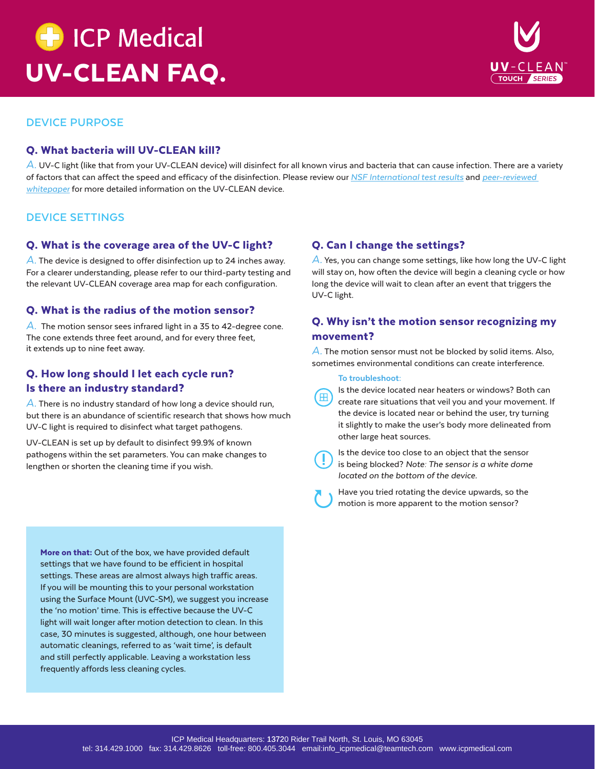# ICP Medical

# UV-CLEAN FAQ.

UV-CLEAN™ TOUCH SERIES

## DEVICE PURPOSE

### Q. What bacteria will UV-CLEAN kill?

*A.* UV-C light (like that from your UV-CLEAN device) will disinfect for all known virus and bacteria that can cause infection. There are a variety of factors that can affect the speed and efficacy of the disinfection. Please review our *NSF International test results* and *peer-reviewed whitepaper* for more detailed information on the UV-CLEAN device.

## DEVICE SETTINGS

### Q. What is the coverage area of the UV-C light?

*A.* The device is designed to offer disinfection up to 24 inches away. For a clearer understanding, please refer to our third-party testing and the relevant UV-CLEAN coverage area map for each configuration.

### Q. What is the radius of the motion sensor?

*A.* The motion sensor sees infrared light in a 35 to 42-degree cone. The cone extends three feet around, and for every three feet, it extends up to nine feet away.

### Q. How long should I let each cycle run? Is there an industry standard?

*A.* There is no industry standard of how long a device should run, but there is an abundance of scientific research that shows how much UV-C light is required to disinfect what target pathogens.

UV-CLEAN is set up by default to disinfect 99.9% of known pathogens within the set parameters. You can make changes to lengthen or shorten the cleaning time if you wish.

**More on that:** Out of the box, we have provided default settings that we have found to be efficient in hospital settings. These areas are almost always high traffic areas. If you will be mounting this to your personal workstation using the Surface Mount (UVC-SM), we suggest you increase the 'no motion' time. This is effective because the UV-C light will wait longer after motion detection to clean. In this case, 30 minutes is suggested, although, one hour between automatic cleanings, referred to as 'wait time', is default and still perfectly applicable. Leaving a workstation less frequently affords less cleaning cycles.

### Q. Can I change the settings?

*A.* Yes, you can change some settings, like how long the UV-C light will stay on, how often the device will begin a cleaning cycle or how long the device will wait to clean after an event that triggers the UV-C light.

### Q. Why isn't the motion sensor recognizing my movement?

*A.* The motion sensor must not be blocked by solid items. Also, sometimes environmental conditions can create interference.

**To troubleshoot:**

- Is the device located near heaters or windows? Both can create rare situations that veil you and your movement. If the device is located near or behind the user, try turning it slightly to make the user's body more delineated from other large heat sources.
- Is the device too close to an object that the sensor is being blocked? *Note: The sensor is a white dome located on the bottom of the device.*
- Have you tried rotating the device upwards, so the motion is more apparent to the motion sensor?

ICP Medical Headquarters: 13720 Rider Trail North, St. Louis, MO 63045
tel: 314.429.1000 fax: 314.429.8626 toll-free: 800.405.3044 email:info_icpmedical@teamtech.com www.icpmedical.com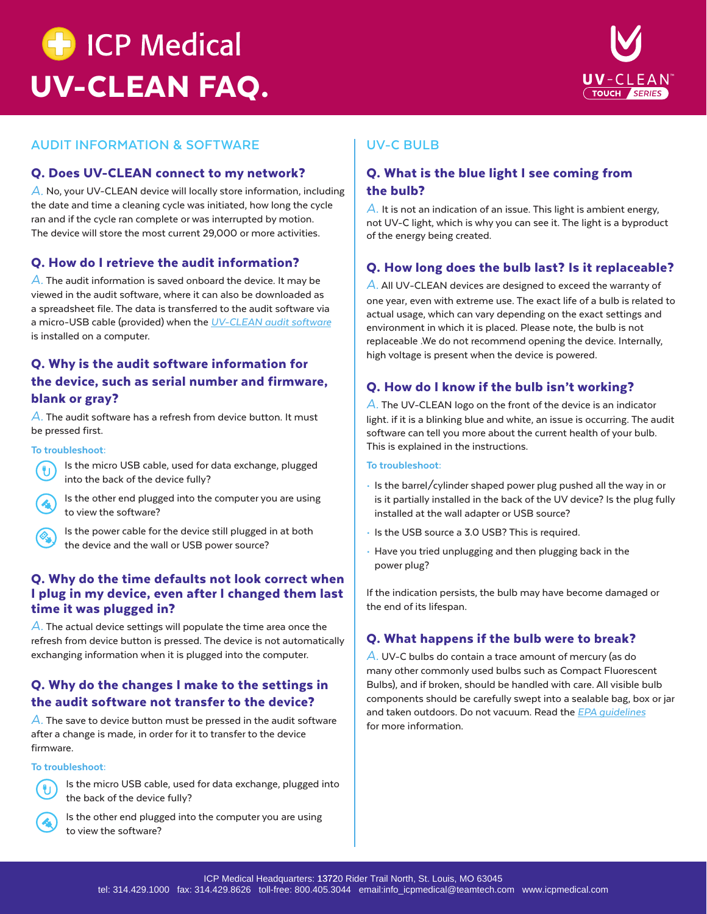# ICP Medical

# UV-CLEAN FAQ.

UV-CLEAN™ TOUCH SERIES

## AUDIT INFORMATION & SOFTWARE

### Q. Does UV-CLEAN connect to my network?

A. No, your UV-CLEAN device will locally store information, including the date and time a cleaning cycle was initiated, how long the cycle ran and if the cycle ran complete or was interrupted by motion. The device will store the most current 29,000 or more activities.

### Q. How do I retrieve the audit information?

A. The audit information is saved onboard the device. It may be viewed in the audit software, where it can also be downloaded as a spreadsheet file. The data is transferred to the audit software via a micro-USB cable (provided) when the *UV-CLEAN audit software* is installed on a computer.

### Q. Why is the audit software information for the device, such as serial number and firmware, blank or gray?

A. The audit software has a refresh from device button. It must be pressed first.

**To troubleshoot:**

- Is the micro USB cable, used for data exchange, plugged into the back of the device fully?
- Is the other end plugged into the computer you are using to view the software?
- Is the power cable for the device still plugged in at both the device and the wall or USB power source?

### Q. Why do the time defaults not look correct when I plug in my device, even after I changed them last time it was plugged in?

A. The actual device settings will populate the time area once the refresh from device button is pressed. The device is not automatically exchanging information when it is plugged into the computer.

### Q. Why do the changes I make to the settings in the audit software not transfer to the device?

A. The save to device button must be pressed in the audit software after a change is made, in order for it to transfer to the device firmware.

**To troubleshoot:**

- Is the micro USB cable, used for data exchange, plugged into the back of the device fully?
- Is the other end plugged into the computer you are using to view the software?

## UV-C BULB

### Q. What is the blue light I see coming from the bulb?

A. It is not an indication of an issue. This light is ambient energy, not UV-C light, which is why you can see it. The light is a byproduct of the energy being created.

### Q. How long does the bulb last? Is it replaceable?

A. All UV-CLEAN devices are designed to exceed the warranty of one year, even with extreme use. The exact life of a bulb is related to actual usage, which can vary depending on the exact settings and environment in which it is placed. Please note, the bulb is not replaceable .We do not recommend opening the device. Internally, high voltage is present when the device is powered.

### Q. How do I know if the bulb isn't working?

A. The UV-CLEAN logo on the front of the device is an indicator light. if it is a blinking blue and white, an issue is occurring. The audit software can tell you more about the current health of your bulb. This is explained in the instructions.

**To troubleshoot:**

- Is the barrel/cylinder shaped power plug pushed all the way in or is it partially installed in the back of the UV device? Is the plug fully installed at the wall adapter or USB source?
- Is the USB source a 3.0 USB? This is required.
- Have you tried unplugging and then plugging back in the power plug?

If the indication persists, the bulb may have become damaged or the end of its lifespan.

### Q. What happens if the bulb were to break?

A. UV-C bulbs do contain a trace amount of mercury (as do many other commonly used bulbs such as Compact Fluorescent Bulbs), and if broken, should be handled with care. All visible bulb components should be carefully swept into a sealable bag, box or jar and taken outdoors. Do not vacuum. Read the *EPA guidelines* for more information.

ICP Medical Headquarters: 13720 Rider Trail North, St. Louis, MO 63045
tel: 314.429.1000 fax: 314.429.8626 toll-free: 800.405.3044 email:info_icpmedical@teamtech.com www.icpmedical.com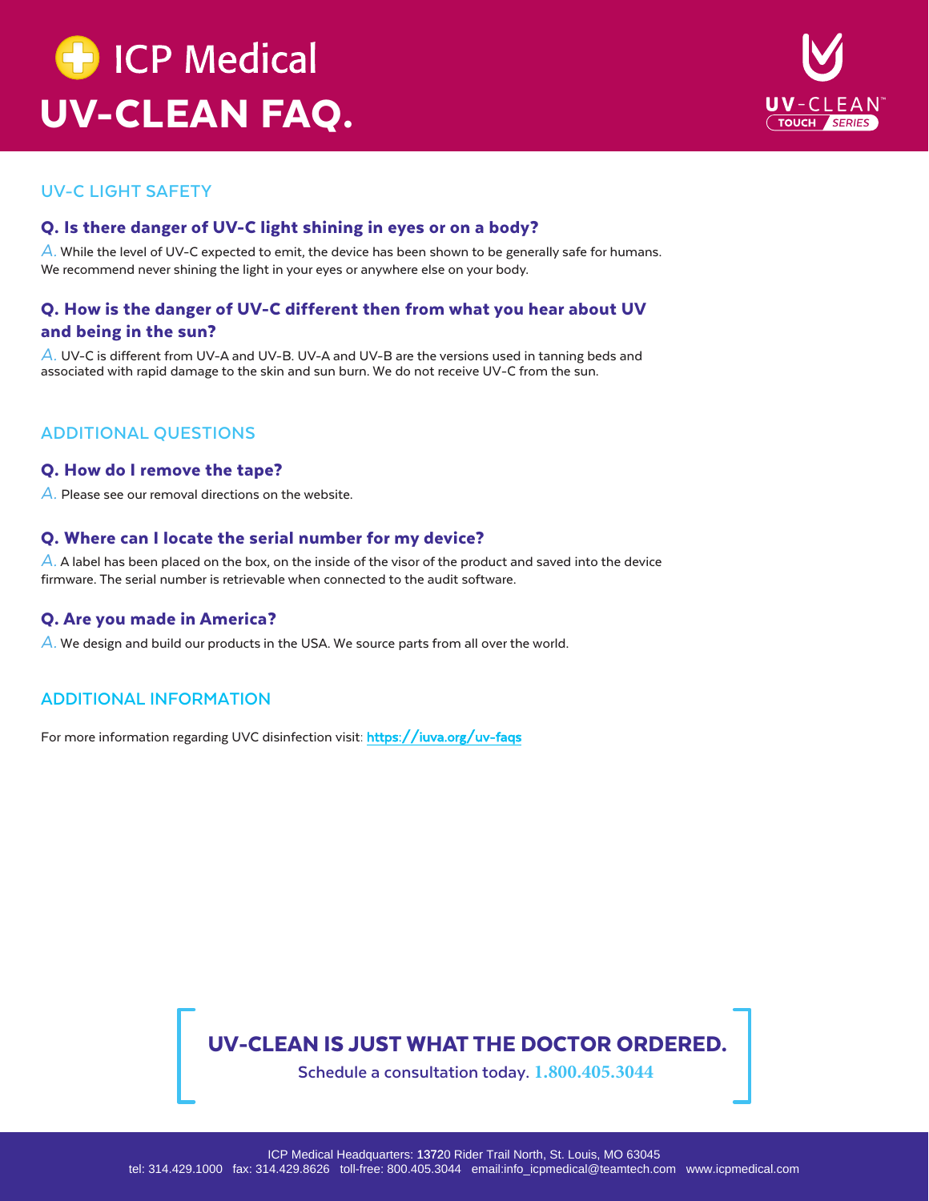# ICP Medical

# UV-CLEAN FAQ.

UV-CLEAN TOUCH SERIES

## UV-C LIGHT SAFETY

### Q. Is there danger of UV-C light shining in eyes or on a body?

*A.* While the level of UV-C expected to emit, the device has been shown to be generally safe for humans. We recommend never shining the light in your eyes or anywhere else on your body.

### Q. How is the danger of UV-C different then from what you hear about UV and being in the sun?

*A.* UV-C is different from UV-A and UV-B. UV-A and UV-B are the versions used in tanning beds and associated with rapid damage to the skin and sun burn. We do not receive UV-C from the sun.

## ADDITIONAL QUESTIONS

### Q. How do I remove the tape?

*A.* Please see our removal directions on the website.

### Q. Where can I locate the serial number for my device?

*A.* A label has been placed on the box, on the inside of the visor of the product and saved into the device firmware. The serial number is retrievable when connected to the audit software.

### Q. Are you made in America?

*A.* We design and build our products in the USA. We source parts from all over the world.

## ADDITIONAL INFORMATION

For more information regarding UVC disinfection visit: [https://iuva.org/uv-faqs](https://iuva.org/uv-faqs)

**UV-CLEAN IS JUST WHAT THE DOCTOR ORDERED.**

Schedule a consultation today. 1.800.405.3044

ICP Medical Headquarters: 13720 Rider Trail North, St. Louis, MO 63045
tel: 314.429.1000 fax: 314.429.8626 toll-free: 800.405.3044 email:info_icpmedical@teamtech.com www.icpmedical.com